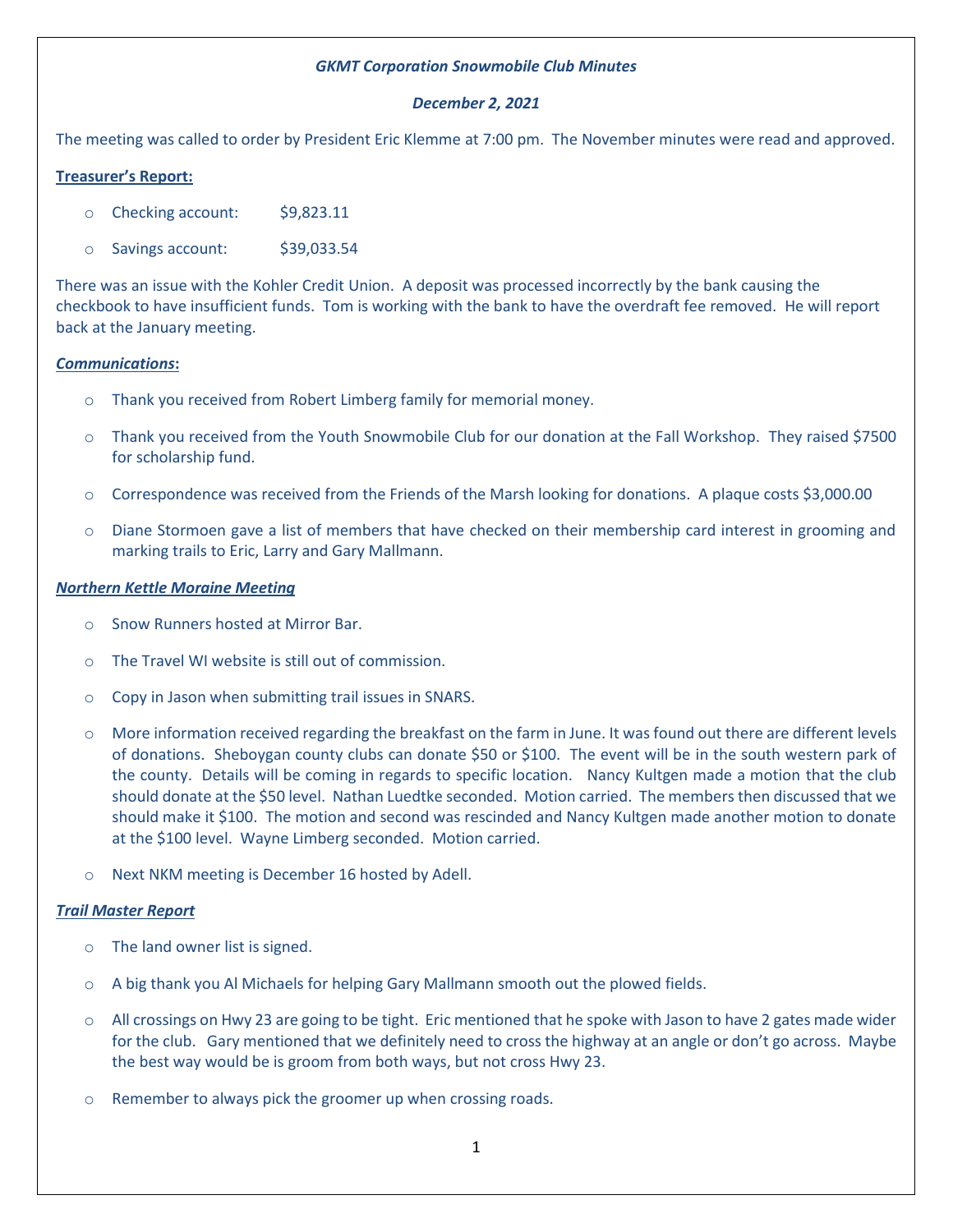***GKMT Corporation Snowmobile Club Minutes***

***December 2, 2021***

The meeting was called to order by President Eric Klemme at 7:00 pm. The November minutes were read and approved.

**Treasurer's Report:**

- Checking account: $9,823.11
- Savings account: $39,033.54

There was an issue with the Kohler Credit Union. A deposit was processed incorrectly by the bank causing the checkbook to have insufficient funds. Tom is working with the bank to have the overdraft fee removed. He will report back at the January meeting.

***Communications*:**

- Thank you received from Robert Limberg family for memorial money.
- Thank you received from the Youth Snowmobile Club for our donation at the Fall Workshop. They raised $7500 for scholarship fund.
- Correspondence was received from the Friends of the Marsh looking for donations. A plaque costs $3,000.00
- Diane Stormoen gave a list of members that have checked on their membership card interest in grooming and marking trails to Eric, Larry and Gary Mallmann.

***Northern Kettle Moraine Meeting***

- Snow Runners hosted at Mirror Bar.
- The Travel WI website is still out of commission.
- Copy in Jason when submitting trail issues in SNARS.
- More information received regarding the breakfast on the farm in June. It was found out there are different levels of donations. Sheboygan county clubs can donate $50 or $100. The event will be in the south western park of the county. Details will be coming in regards to specific location. Nancy Kultgen made a motion that the club should donate at the $50 level. Nathan Luedtke seconded. Motion carried. The members then discussed that we should make it $100. The motion and second was rescinded and Nancy Kultgen made another motion to donate at the $100 level. Wayne Limberg seconded. Motion carried.
- Next NKM meeting is December 16 hosted by Adell.

***Trail Master Report***

- The land owner list is signed.
- A big thank you Al Michaels for helping Gary Mallmann smooth out the plowed fields.
- All crossings on Hwy 23 are going to be tight. Eric mentioned that he spoke with Jason to have 2 gates made wider for the club. Gary mentioned that we definitely need to cross the highway at an angle or don't go across. Maybe the best way would be is groom from both ways, but not cross Hwy 23.
- Remember to always pick the groomer up when crossing roads.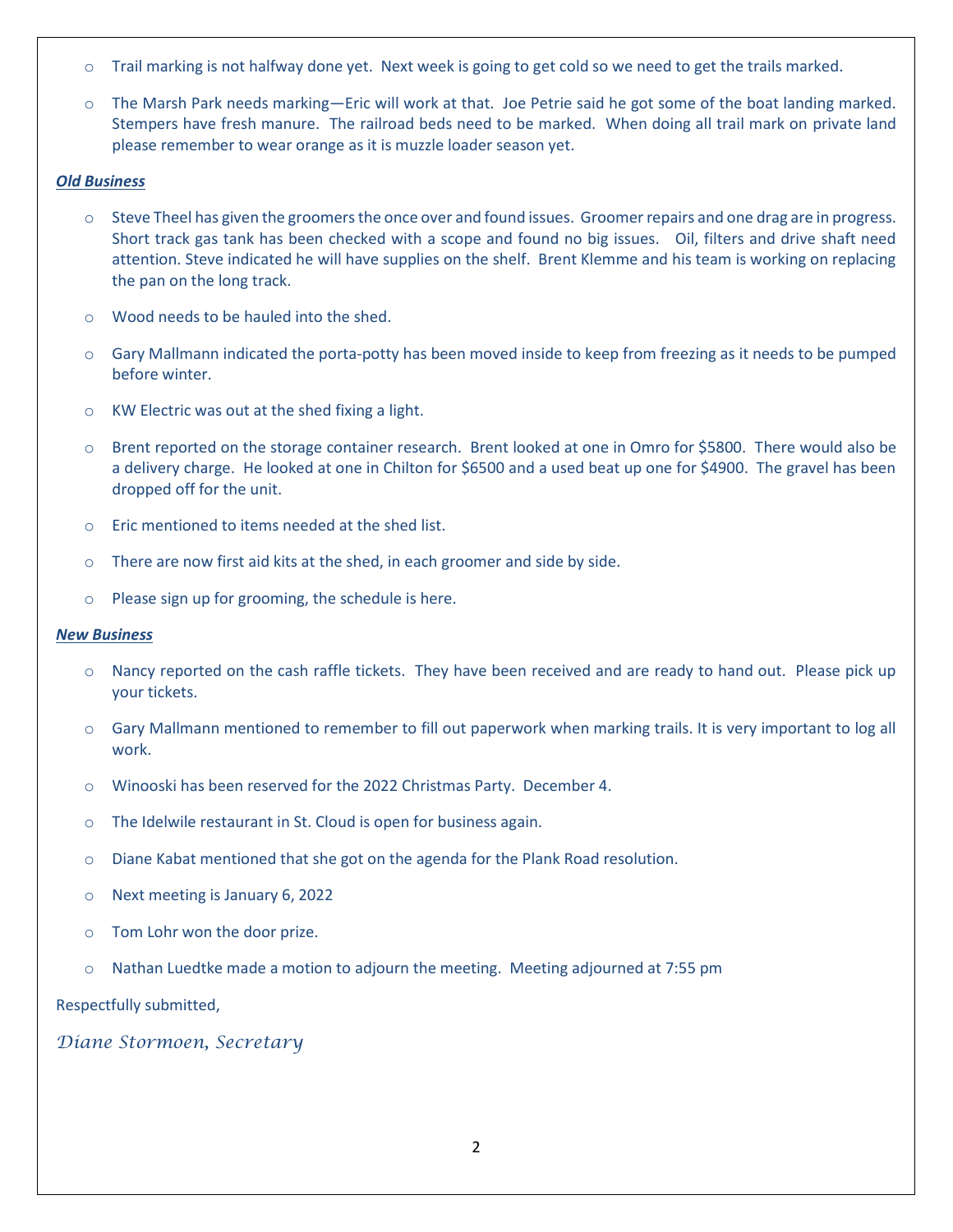- Trail marking is not halfway done yet. Next week is going to get cold so we need to get the trails marked.
- The Marsh Park needs marking—Eric will work at that. Joe Petrie said he got some of the boat landing marked. Stempers have fresh manure. The railroad beds need to be marked. When doing all trail mark on private land please remember to wear orange as it is muzzle loader season yet.

***Old Business***

- Steve Theel has given the groomers the once over and found issues. Groomer repairs and one drag are in progress. Short track gas tank has been checked with a scope and found no big issues. Oil, filters and drive shaft need attention. Steve indicated he will have supplies on the shelf. Brent Klemme and his team is working on replacing the pan on the long track.
- Wood needs to be hauled into the shed.
- Gary Mallmann indicated the porta-potty has been moved inside to keep from freezing as it needs to be pumped before winter.
- KW Electric was out at the shed fixing a light.
- Brent reported on the storage container research. Brent looked at one in Omro for $5800. There would also be a delivery charge. He looked at one in Chilton for $6500 and a used beat up one for $4900. The gravel has been dropped off for the unit.
- Eric mentioned to items needed at the shed list.
- There are now first aid kits at the shed, in each groomer and side by side.
- Please sign up for grooming, the schedule is here.

***New Business***

- Nancy reported on the cash raffle tickets. They have been received and are ready to hand out. Please pick up your tickets.
- Gary Mallmann mentioned to remember to fill out paperwork when marking trails. It is very important to log all work.
- Winooski has been reserved for the 2022 Christmas Party. December 4.
- The Idelwile restaurant in St. Cloud is open for business again.
- Diane Kabat mentioned that she got on the agenda for the Plank Road resolution.
- Next meeting is January 6, 2022
- Tom Lohr won the door prize.
- Nathan Luedtke made a motion to adjourn the meeting. Meeting adjourned at 7:55 pm

Respectfully submitted,

*Diane Stormoen, Secretary*